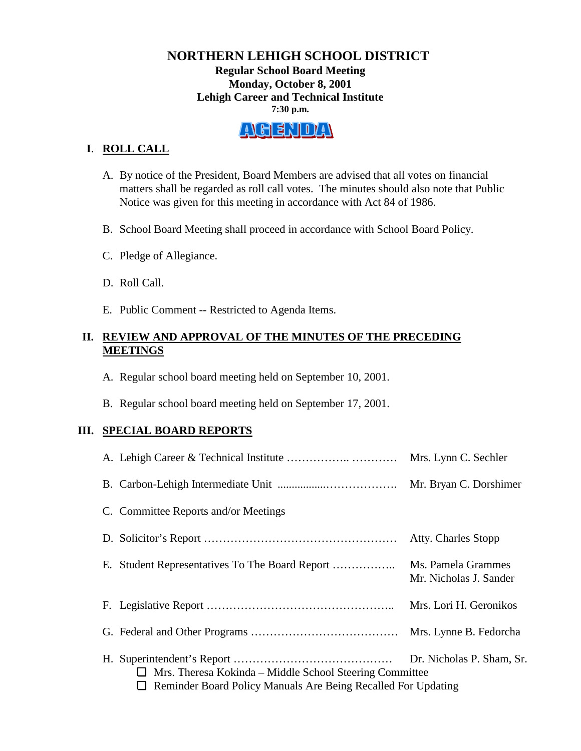# NORTHERN LEHIGH SCHOOL DISTRICT

**Regular School Board Meeting**
**Monday, October 8, 2001**
**Lehigh Career and Technical Institute**
**7:30 p.m.**

**AGENDA**

## I. ROLL CALL

A. By notice of the President, Board Members are advised that all votes on financial matters shall be regarded as roll call votes. The minutes should also note that Public Notice was given for this meeting in accordance with Act 84 of 1986.

B. School Board Meeting shall proceed in accordance with School Board Policy.

C. Pledge of Allegiance.

D. Roll Call.

E. Public Comment -- Restricted to Agenda Items.

## II. REVIEW AND APPROVAL OF THE MINUTES OF THE PRECEDING MEETINGS

A. Regular school board meeting held on September 10, 2001.

B. Regular school board meeting held on September 17, 2001.

## III. SPECIAL BOARD REPORTS

A. Lehigh Career & Technical Institute …………….. ………… Mrs. Lynn C. Sechler

B. Carbon-Lehigh Intermediate Unit ................………………. Mr. Bryan C. Dorshimer

C. Committee Reports and/or Meetings

D. Solicitor's Report …………………………………………… Atty. Charles Stopp

E. Student Representatives To The Board Report …………….. Ms. Pamela Grammes, Mr. Nicholas J. Sander

F. Legislative Report ………………………………………….. Mrs. Lori H. Geronikos

G. Federal and Other Programs ………………………………… Mrs. Lynne B. Fedorcha

H. Superintendent's Report …………………………………… Dr. Nicholas P. Sham, Sr.

- ❑ Mrs. Theresa Kokinda – Middle School Steering Committee
- ❑ Reminder Board Policy Manuals Are Being Recalled For Updating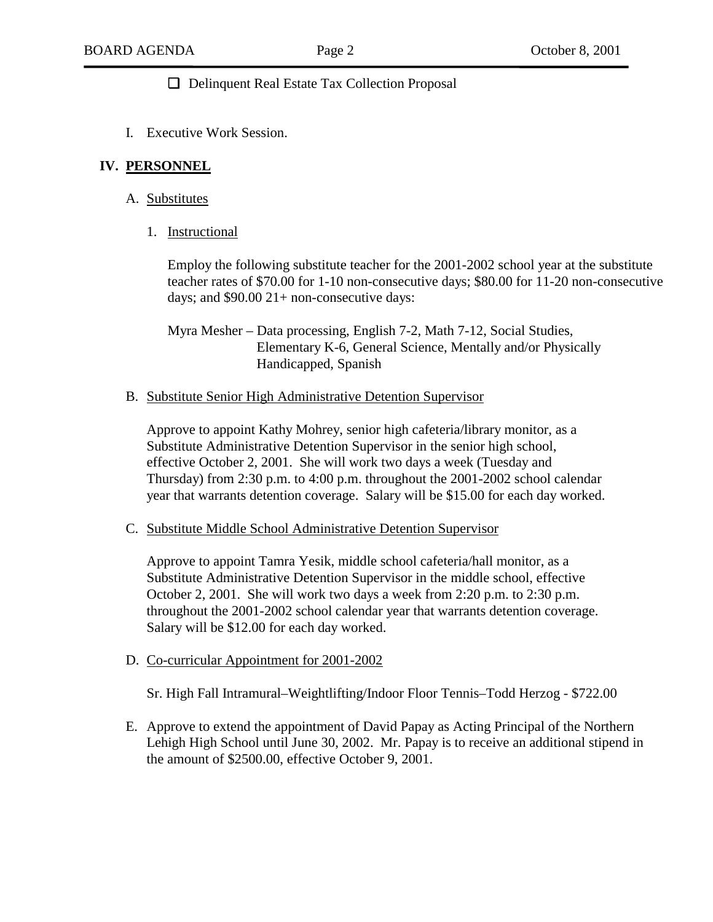- ☐ Delinquent Real Estate Tax Collection Proposal

I. Executive Work Session.

## IV. PERSONNEL

### A. Substitutes

1. Instructional

   Employ the following substitute teacher for the 2001-2002 school year at the substitute teacher rates of $70.00 for 1-10 non-consecutive days; $80.00 for 11-20 non-consecutive days; and $90.00 21+ non-consecutive days:

   Myra Mesher – Data processing, English 7-2, Math 7-12, Social Studies, Elementary K-6, General Science, Mentally and/or Physically Handicapped, Spanish

### B. Substitute Senior High Administrative Detention Supervisor

Approve to appoint Kathy Mohrey, senior high cafeteria/library monitor, as a Substitute Administrative Detention Supervisor in the senior high school, effective October 2, 2001. She will work two days a week (Tuesday and Thursday) from 2:30 p.m. to 4:00 p.m. throughout the 2001-2002 school calendar year that warrants detention coverage. Salary will be $15.00 for each day worked.

### C. Substitute Middle School Administrative Detention Supervisor

Approve to appoint Tamra Yesik, middle school cafeteria/hall monitor, as a Substitute Administrative Detention Supervisor in the middle school, effective October 2, 2001. She will work two days a week from 2:20 p.m. to 2:30 p.m. throughout the 2001-2002 school calendar year that warrants detention coverage. Salary will be $12.00 for each day worked.

### D. Co-curricular Appointment for 2001-2002

Sr. High Fall Intramural–Weightlifting/Indoor Floor Tennis–Todd Herzog - $722.00

E. Approve to extend the appointment of David Papay as Acting Principal of the Northern Lehigh High School until June 30, 2002. Mr. Papay is to receive an additional stipend in the amount of $2500.00, effective October 9, 2001.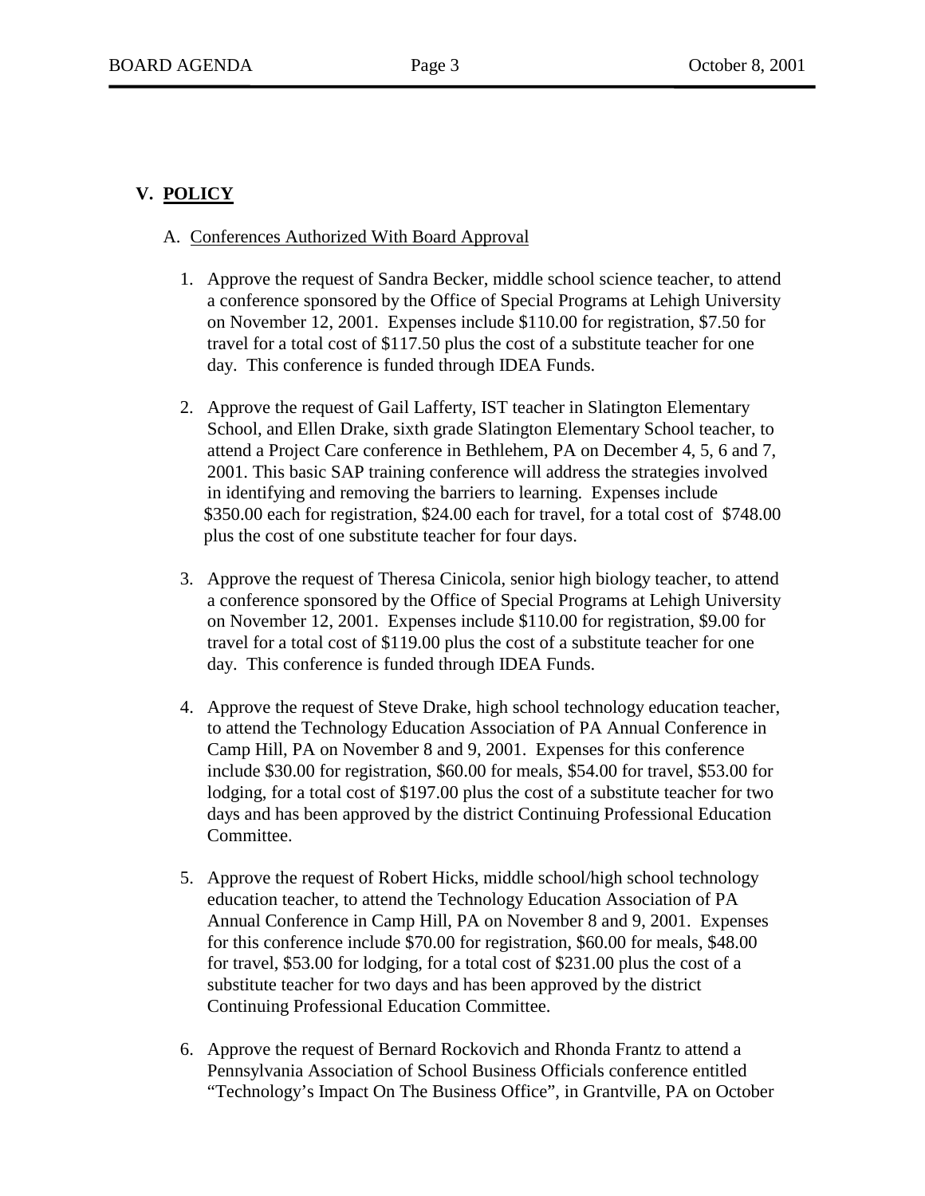## V. POLICY

A. Conferences Authorized With Board Approval

1. Approve the request of Sandra Becker, middle school science teacher, to attend a conference sponsored by the Office of Special Programs at Lehigh University on November 12, 2001. Expenses include $110.00 for registration, $7.50 for travel for a total cost of $117.50 plus the cost of a substitute teacher for one day. This conference is funded through IDEA Funds.

2. Approve the request of Gail Lafferty, IST teacher in Slatington Elementary School, and Ellen Drake, sixth grade Slatington Elementary School teacher, to attend a Project Care conference in Bethlehem, PA on December 4, 5, 6 and 7, 2001. This basic SAP training conference will address the strategies involved in identifying and removing the barriers to learning. Expenses include $350.00 each for registration, $24.00 each for travel, for a total cost of $748.00 plus the cost of one substitute teacher for four days.

3. Approve the request of Theresa Cinicola, senior high biology teacher, to attend a conference sponsored by the Office of Special Programs at Lehigh University on November 12, 2001. Expenses include $110.00 for registration, $9.00 for travel for a total cost of $119.00 plus the cost of a substitute teacher for one day. This conference is funded through IDEA Funds.

4. Approve the request of Steve Drake, high school technology education teacher, to attend the Technology Education Association of PA Annual Conference in Camp Hill, PA on November 8 and 9, 2001. Expenses for this conference include $30.00 for registration, $60.00 for meals, $54.00 for travel, $53.00 for lodging, for a total cost of $197.00 plus the cost of a substitute teacher for two days and has been approved by the district Continuing Professional Education Committee.

5. Approve the request of Robert Hicks, middle school/high school technology education teacher, to attend the Technology Education Association of PA Annual Conference in Camp Hill, PA on November 8 and 9, 2001. Expenses for this conference include $70.00 for registration, $60.00 for meals, $48.00 for travel, $53.00 for lodging, for a total cost of $231.00 plus the cost of a substitute teacher for two days and has been approved by the district Continuing Professional Education Committee.

6. Approve the request of Bernard Rockovich and Rhonda Frantz to attend a Pennsylvania Association of School Business Officials conference entitled "Technology's Impact On The Business Office", in Grantville, PA on October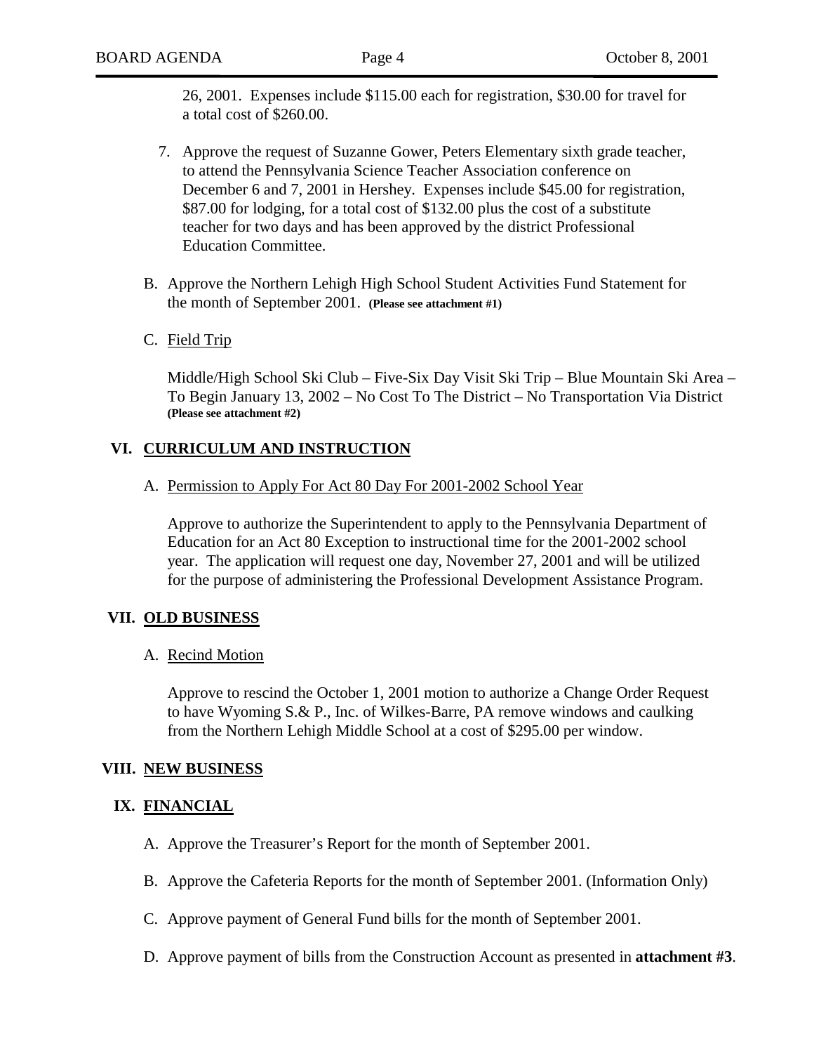26, 2001. Expenses include $115.00 each for registration, $30.00 for travel for a total cost of $260.00.

7. Approve the request of Suzanne Gower, Peters Elementary sixth grade teacher, to attend the Pennsylvania Science Teacher Association conference on December 6 and 7, 2001 in Hershey. Expenses include $45.00 for registration, $87.00 for lodging, for a total cost of $132.00 plus the cost of a substitute teacher for two days and has been approved by the district Professional Education Committee.

B. Approve the Northern Lehigh High School Student Activities Fund Statement for the month of September 2001. **(Please see attachment #1)**

C. Field Trip

Middle/High School Ski Club – Five-Six Day Visit Ski Trip – Blue Mountain Ski Area – To Begin January 13, 2002 – No Cost To The District – No Transportation Via District **(Please see attachment #2)**

## VI. CURRICULUM AND INSTRUCTION

A. Permission to Apply For Act 80 Day For 2001-2002 School Year

Approve to authorize the Superintendent to apply to the Pennsylvania Department of Education for an Act 80 Exception to instructional time for the 2001-2002 school year. The application will request one day, November 27, 2001 and will be utilized for the purpose of administering the Professional Development Assistance Program.

## VII. OLD BUSINESS

A. Recind Motion

Approve to rescind the October 1, 2001 motion to authorize a Change Order Request to have Wyoming S.& P., Inc. of Wilkes-Barre, PA remove windows and caulking from the Northern Lehigh Middle School at a cost of $295.00 per window.

## VIII. NEW BUSINESS

## IX. FINANCIAL

A. Approve the Treasurer's Report for the month of September 2001.

B. Approve the Cafeteria Reports for the month of September 2001. (Information Only)

C. Approve payment of General Fund bills for the month of September 2001.

D. Approve payment of bills from the Construction Account as presented in **attachment #3**.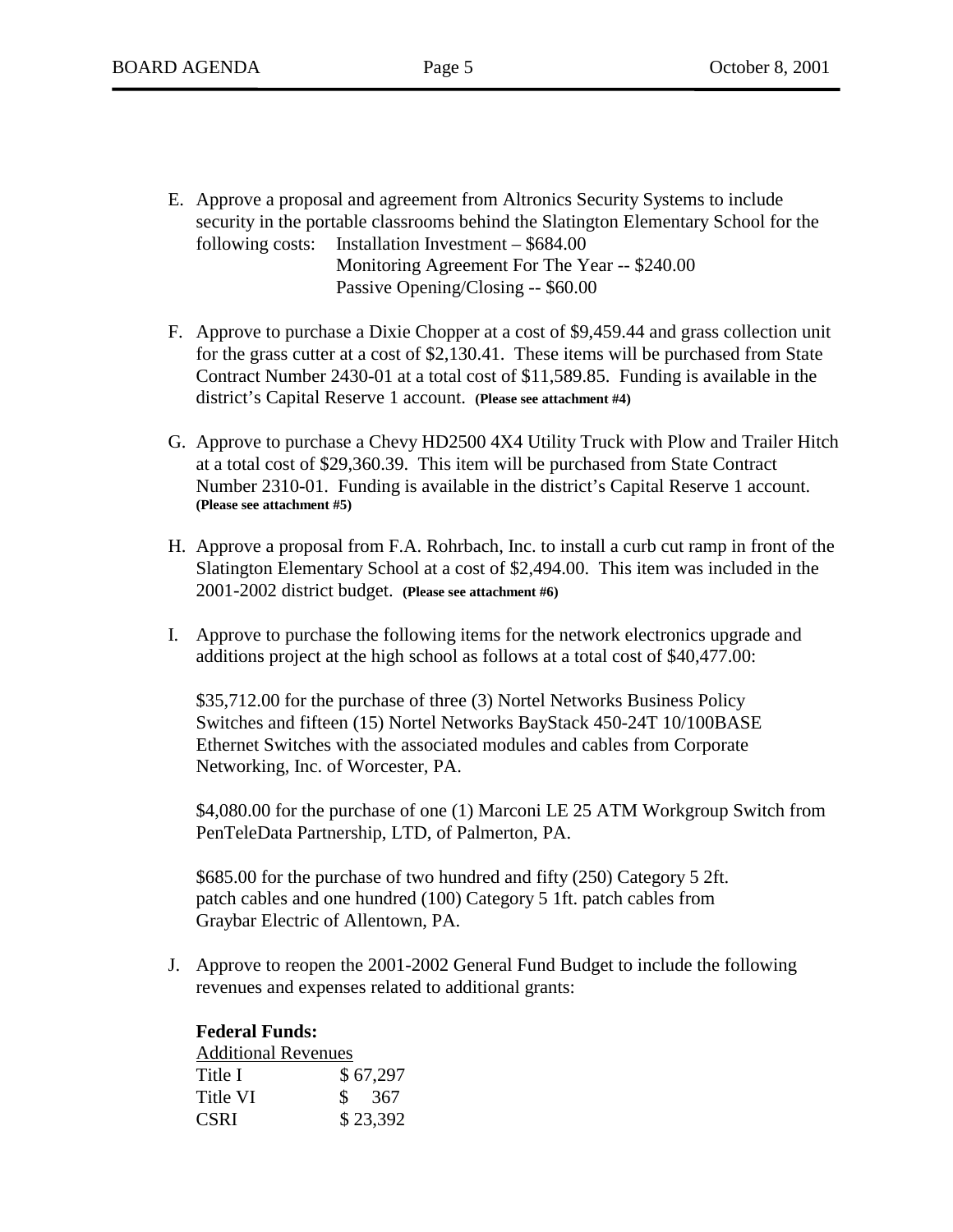E. Approve a proposal and agreement from Altronics Security Systems to include security in the portable classrooms behind the Slatington Elementary School for the following costs: Installation Investment – $684.00
Monitoring Agreement For The Year -- $240.00
Passive Opening/Closing -- $60.00

F. Approve to purchase a Dixie Chopper at a cost of $9,459.44 and grass collection unit for the grass cutter at a cost of $2,130.41. These items will be purchased from State Contract Number 2430-01 at a total cost of $11,589.85. Funding is available in the district's Capital Reserve 1 account. **(Please see attachment #4)**

G. Approve to purchase a Chevy HD2500 4X4 Utility Truck with Plow and Trailer Hitch at a total cost of $29,360.39. This item will be purchased from State Contract Number 2310-01. Funding is available in the district's Capital Reserve 1 account. **(Please see attachment #5)**

H. Approve a proposal from F.A. Rohrbach, Inc. to install a curb cut ramp in front of the Slatington Elementary School at a cost of $2,494.00. This item was included in the 2001-2002 district budget. **(Please see attachment #6)**

I. Approve to purchase the following items for the network electronics upgrade and additions project at the high school as follows at a total cost of $40,477.00:

$35,712.00 for the purchase of three (3) Nortel Networks Business Policy Switches and fifteen (15) Nortel Networks BayStack 450-24T 10/100BASE Ethernet Switches with the associated modules and cables from Corporate Networking, Inc. of Worcester, PA.

$4,080.00 for the purchase of one (1) Marconi LE 25 ATM Workgroup Switch from PenTeleData Partnership, LTD, of Palmerton, PA.

$685.00 for the purchase of two hundred and fifty (250) Category 5 2ft. patch cables and one hundred (100) Category 5 1ft. patch cables from Graybar Electric of Allentown, PA.

J. Approve to reopen the 2001-2002 General Fund Budget to include the following revenues and expenses related to additional grants:

**Federal Funds:**

Additional Revenues

| | |
|---|---|
| Title I | $ 67,297 |
| Title VI | $ 367 |
| CSRI | $ 23,392 |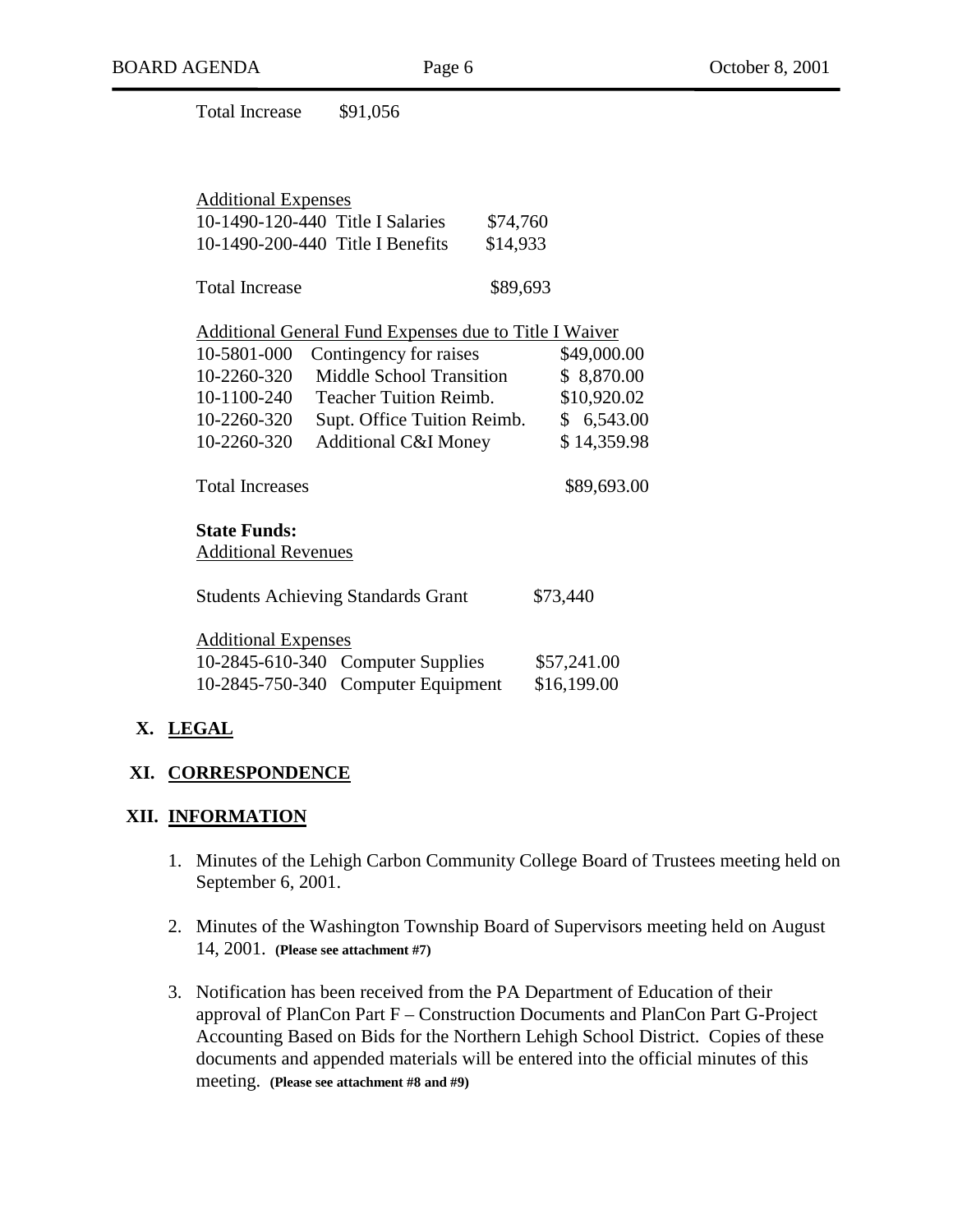Total Increase $91,056

Additional Expenses

| | | |
|---|---|---|
| 10-1490-120-440 | Title I Salaries | $74,760 |
| 10-1490-200-440 | Title I Benefits | $14,933 |
| Total Increase | | $89,693 |

Additional General Fund Expenses due to Title I Waiver

| | | |
|---|---|---|
| 10-5801-000 | Contingency for raises | $49,000.00 |
| 10-2260-320 | Middle School Transition | $ 8,870.00 |
| 10-1100-240 | Teacher Tuition Reimb. | $10,920.02 |
| 10-2260-320 | Supt. Office Tuition Reimb. | $ 6,543.00 |
| 10-2260-320 | Additional C&I Money | $ 14,359.98 |
| Total Increases | | $89,693.00 |

**State Funds:**

Additional Revenues

Students Achieving Standards Grant $73,440

Additional Expenses

| | | |
|---|---|---|
| 10-2845-610-340 | Computer Supplies | $57,241.00 |
| 10-2845-750-340 | Computer Equipment | $16,199.00 |

## X. LEGAL

## XI. CORRESPONDENCE

## XII. INFORMATION

1. Minutes of the Lehigh Carbon Community College Board of Trustees meeting held on September 6, 2001.
2. Minutes of the Washington Township Board of Supervisors meeting held on August 14, 2001. **(Please see attachment #7)**
3. Notification has been received from the PA Department of Education of their approval of PlanCon Part F – Construction Documents and PlanCon Part G-Project Accounting Based on Bids for the Northern Lehigh School District. Copies of these documents and appended materials will be entered into the official minutes of this meeting. **(Please see attachment #8 and #9)**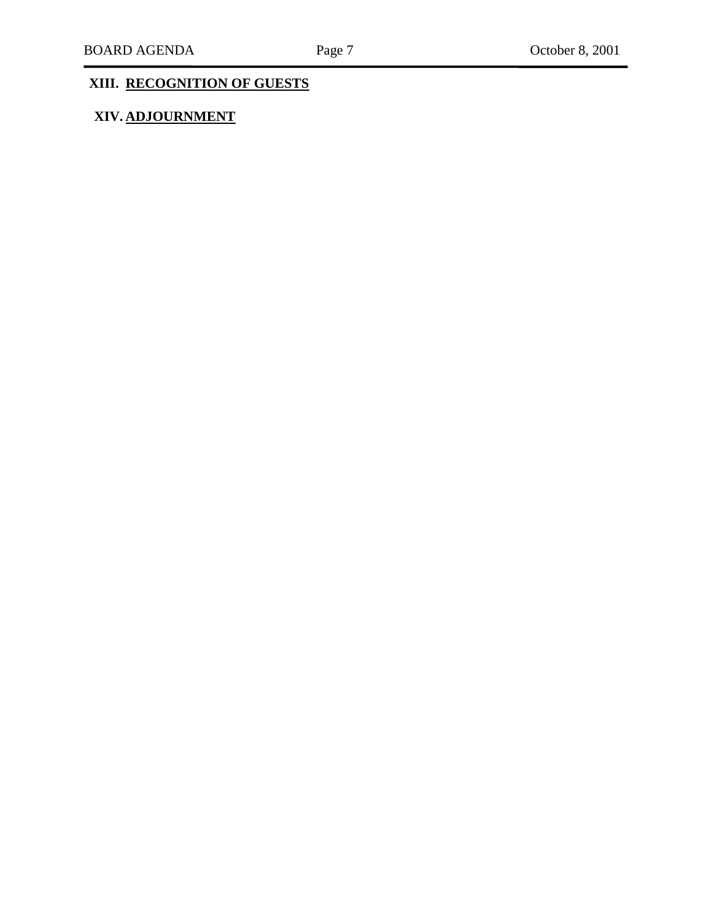## XIII. RECOGNITION OF GUESTS

## XIV. ADJOURNMENT